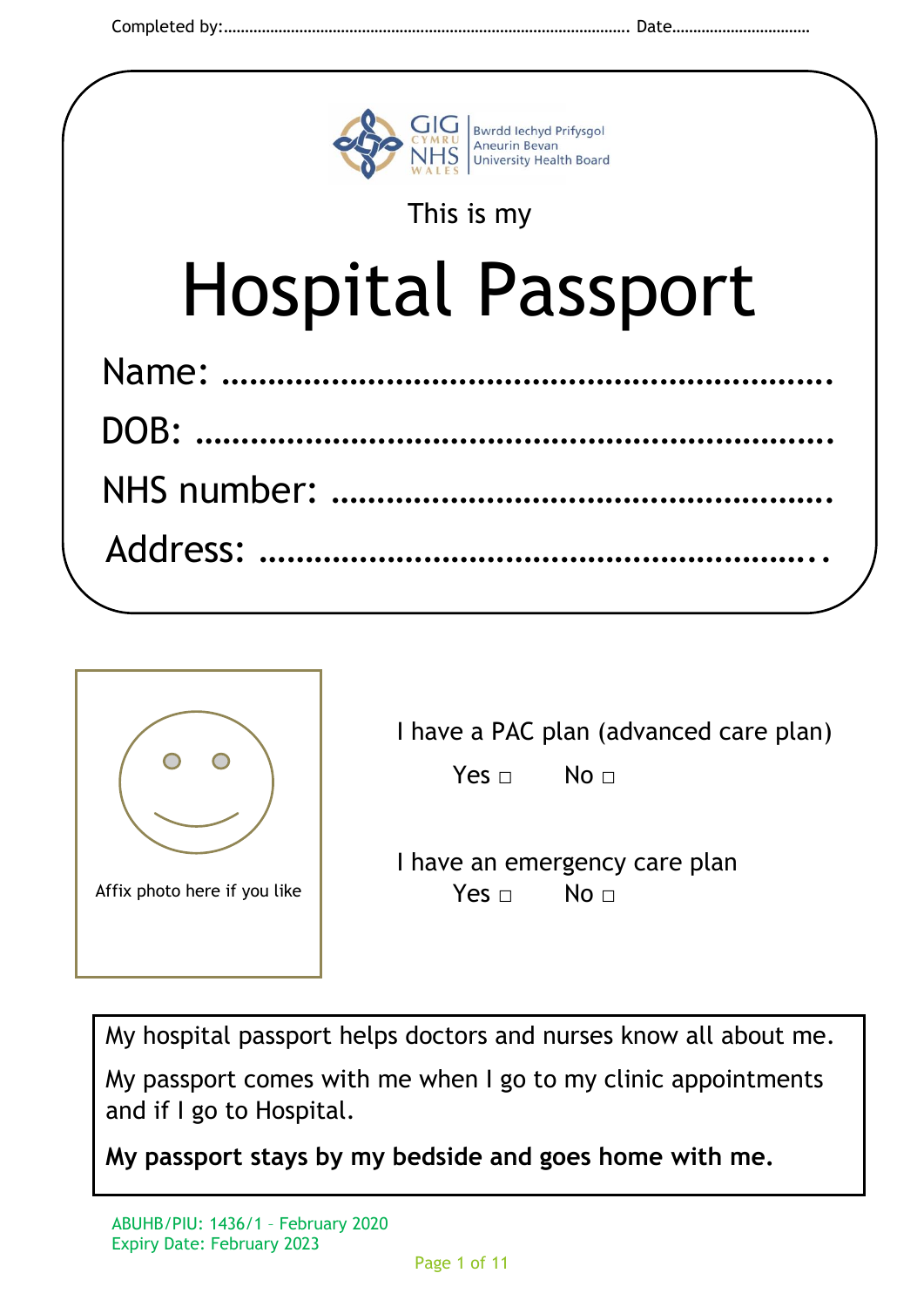Completed by:………………………………………………………………………………………. Date……………………………

Bwrdd Iechyd Prifysgol Aneurin Bevan University Health Board

This is my

# Hospital Passport

Name: ……………………………………………………………….

DOB: …………………………………………………………………….

NHS number: ………………………………………………….

Address: ……………………………………………………….

Affix photo here if you like

I have a PAC plan (advanced care plan)

Yes □ No □

I have an emergency care plan

Yes □ No □

My hospital passport helps doctors and nurses know all about me.

My passport comes with me when I go to my clinic appointments and if I go to Hospital.

**My passport stays by my bedside and goes home with me.**

ABUHB/PIU: 1436/1 – February 2020
Expiry Date: February 2023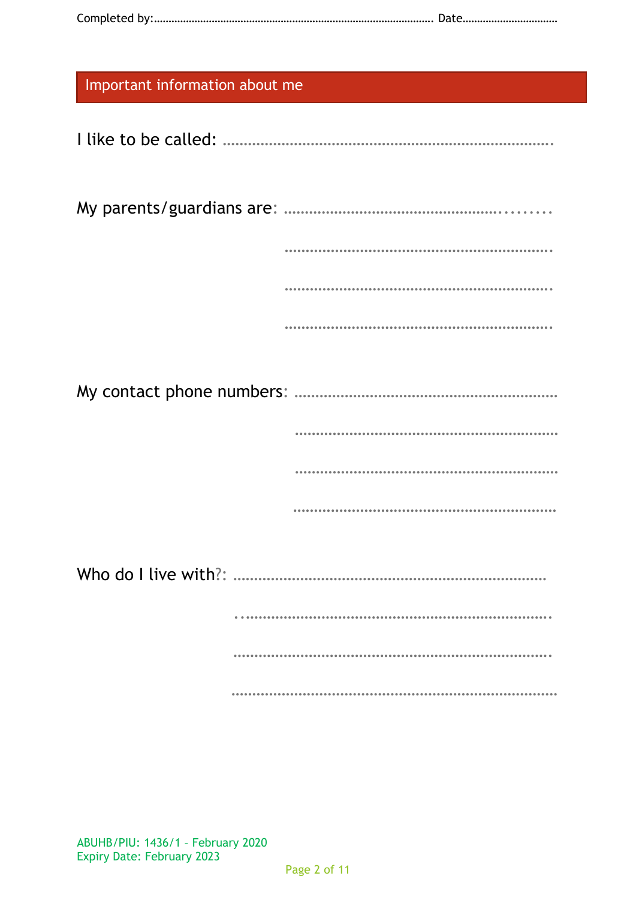Completed by:............................................................................................ Date.................................

## Important information about me

I like to be called: .................................................................................

My parents/guardians are: ............................................................

............................................................................

............................................................................

............................................................................

My contact phone numbers: ..............................................................

............................................................................

............................................................................

............................................................................

Who do I live with?: ..........................................................................

............................................................................

............................................................................

............................................................................

ABUHB/PIU: 1436/1 – February 2020
Expiry Date: February 2023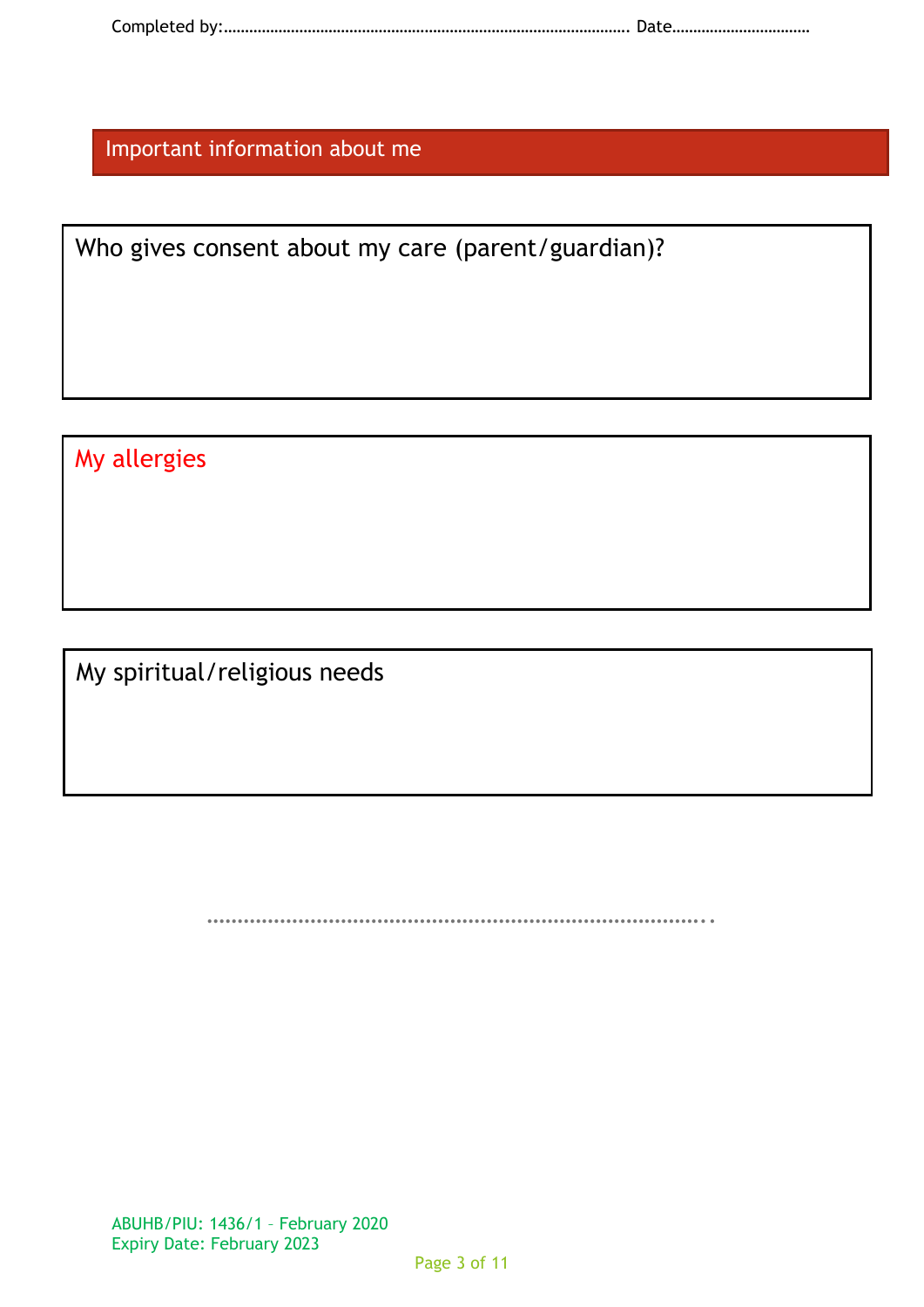Completed by:………………………………………………………………………………………. Date……………………………

## Important information about me

**Who gives consent about my care (parent/guardian)?**

**My allergies**

**My spiritual/religious needs**

…………………………………………………………………………………..

ABUHB/PIU: 1436/1 – February 2020
Expiry Date: February 2023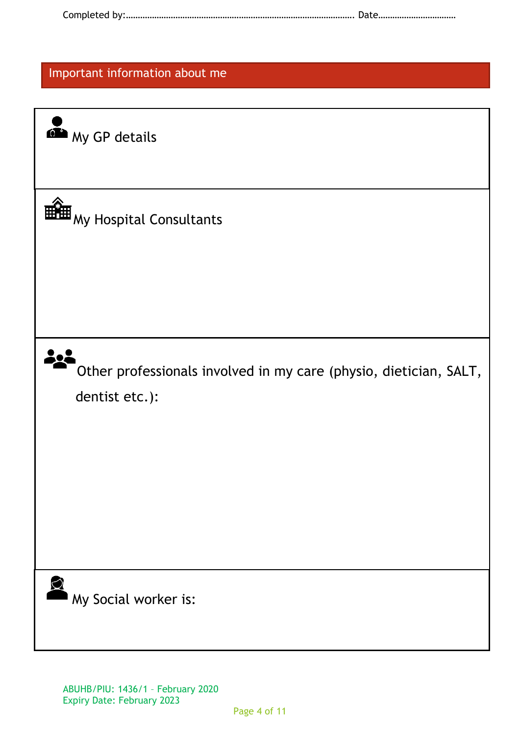Completed by:………………………………………………………………………………………. Date…………………………….

## Important information about me

| My GP details |
|---|
| |
| **My Hospital Consultants** |
| |
| **Other professionals involved in my care (physio, dietician, SALT, dentist etc.):** |
| |
| **My Social worker is:** |
| |

ABUHB/PIU: 1436/1 – February 2020
Expiry Date: February 2023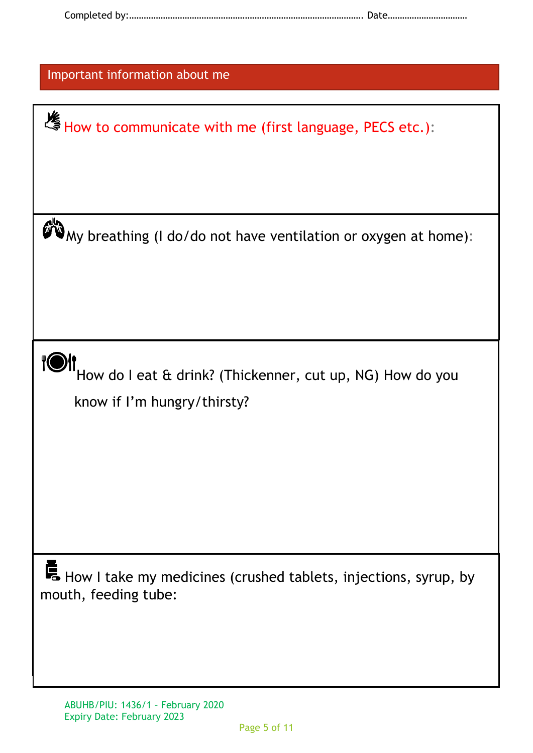Completed by:………………………………………………………………………………………. Date……………………………

## Important information about me

**How to communicate with me (first language, PECS etc.):**

**My breathing (I do/do not have ventilation or oxygen at home):**

**How do I eat & drink? (Thickenner, cut up, NG) How do you know if I'm hungry/thirsty?**

**How I take my medicines (crushed tablets, injections, syrup, by mouth, feeding tube:**

ABUHB/PIU: 1436/1 – February 2020
Expiry Date: February 2023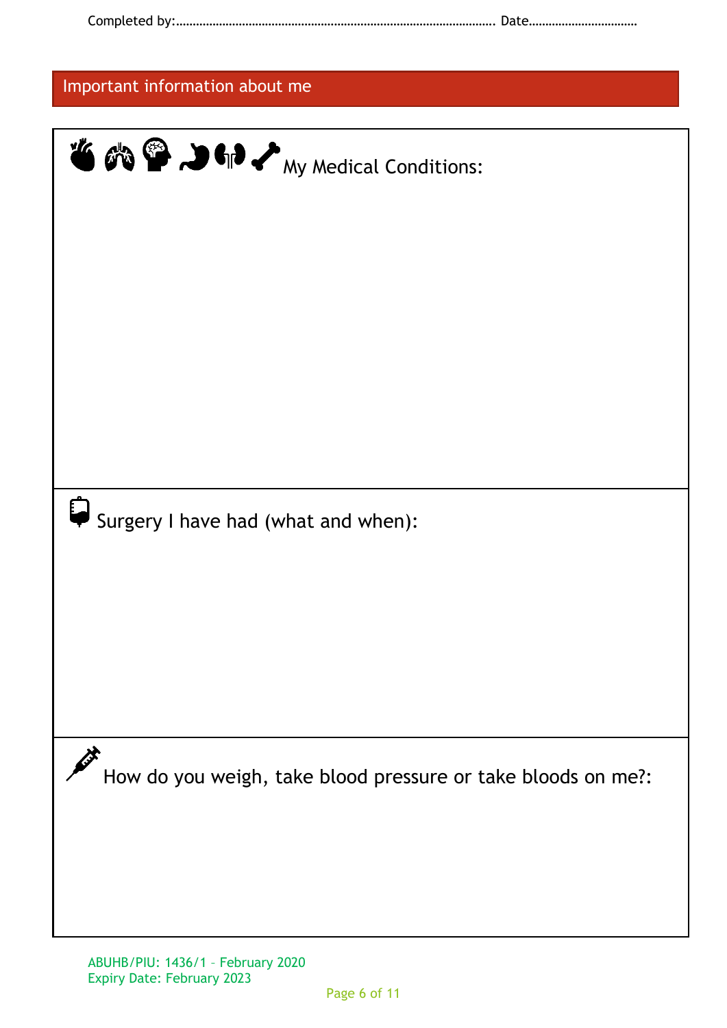Completed by:……………………………………………………………………………………… Date……………………………

## Important information about me

| My Medical Conditions: |
| --- |
| |
| Surgery I have had (what and when): |
| |
| How do you weigh, take blood pressure or take bloods on me?: |
| |

ABUHB/PIU: 1436/1 – February 2020
Expiry Date: February 2023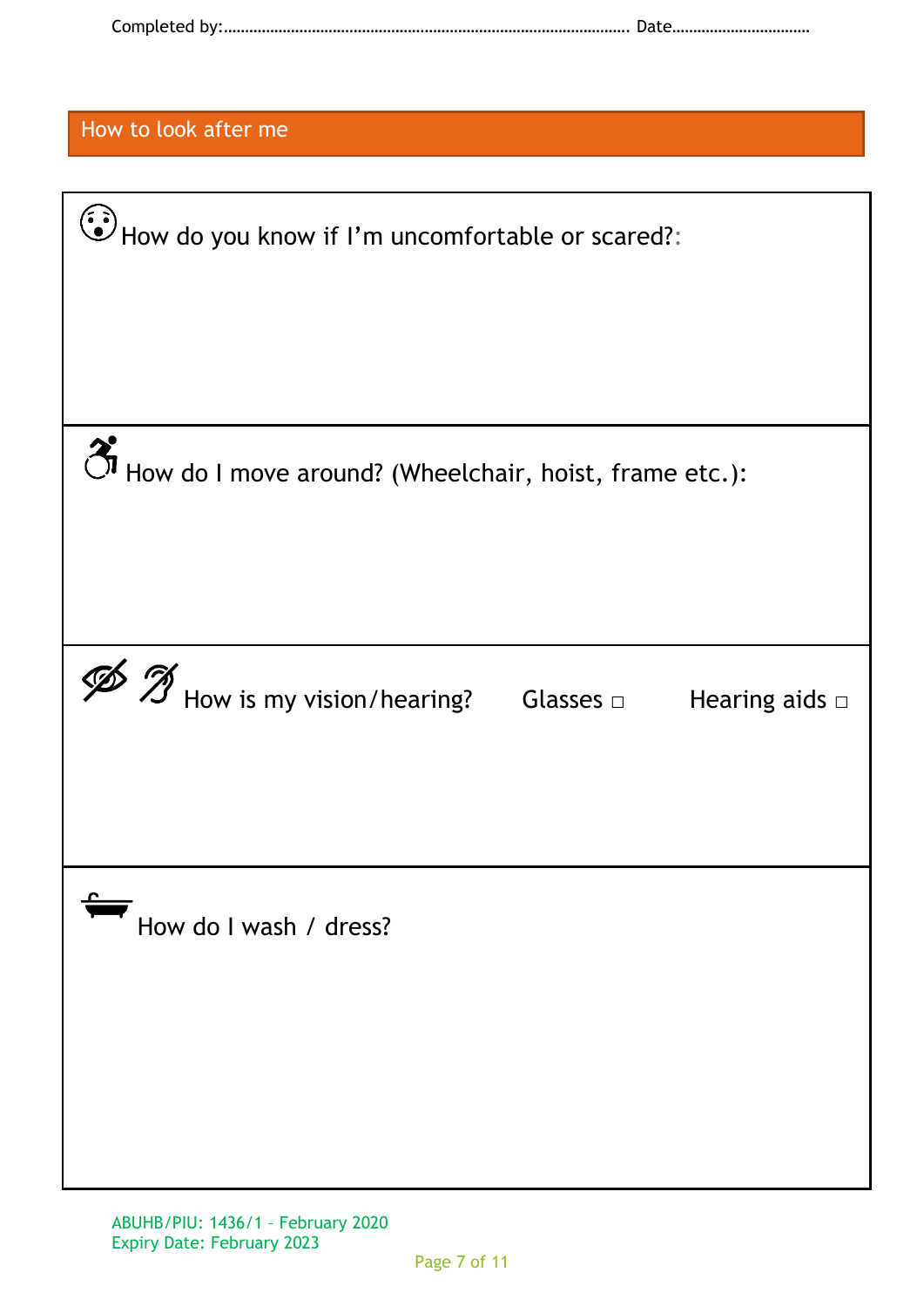Completed by:............................................................................................ Date.................................

## How to look after me

How do you know if I'm uncomfortable or scared?:

How do I move around? (Wheelchair, hoist, frame etc.):

How is my vision/hearing? Glasses □ Hearing aids □

How do I wash / dress?

ABUHB/PIU: 1436/1 – February 2020
Expiry Date: February 2023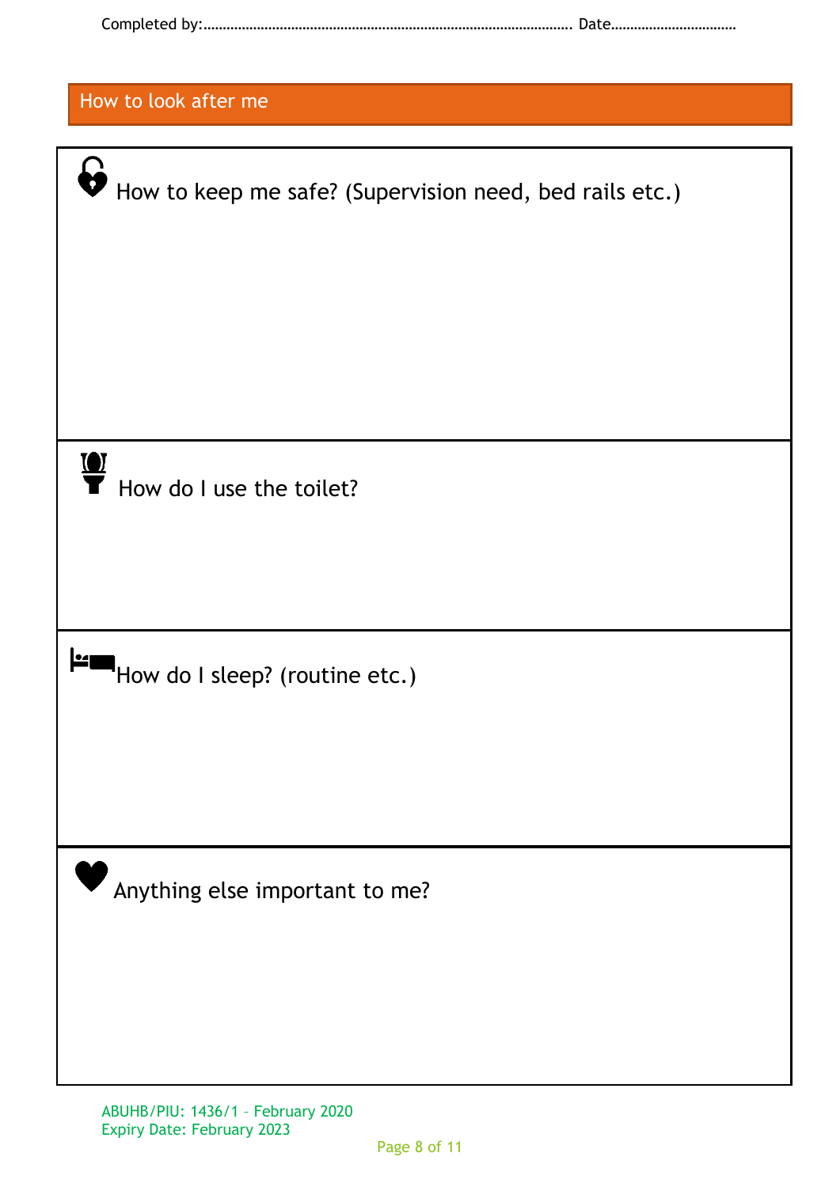Completed by:………………………………………………………………………………………. Date……………………………

## How to look after me

| |
|---|
| How to keep me safe? (Supervision need, bed rails etc.) |
| How do I use the toilet? |
| How do I sleep? (routine etc.) |
| Anything else important to me? |

ABUHB/PIU: 1436/1 – February 2020
Expiry Date: February 2023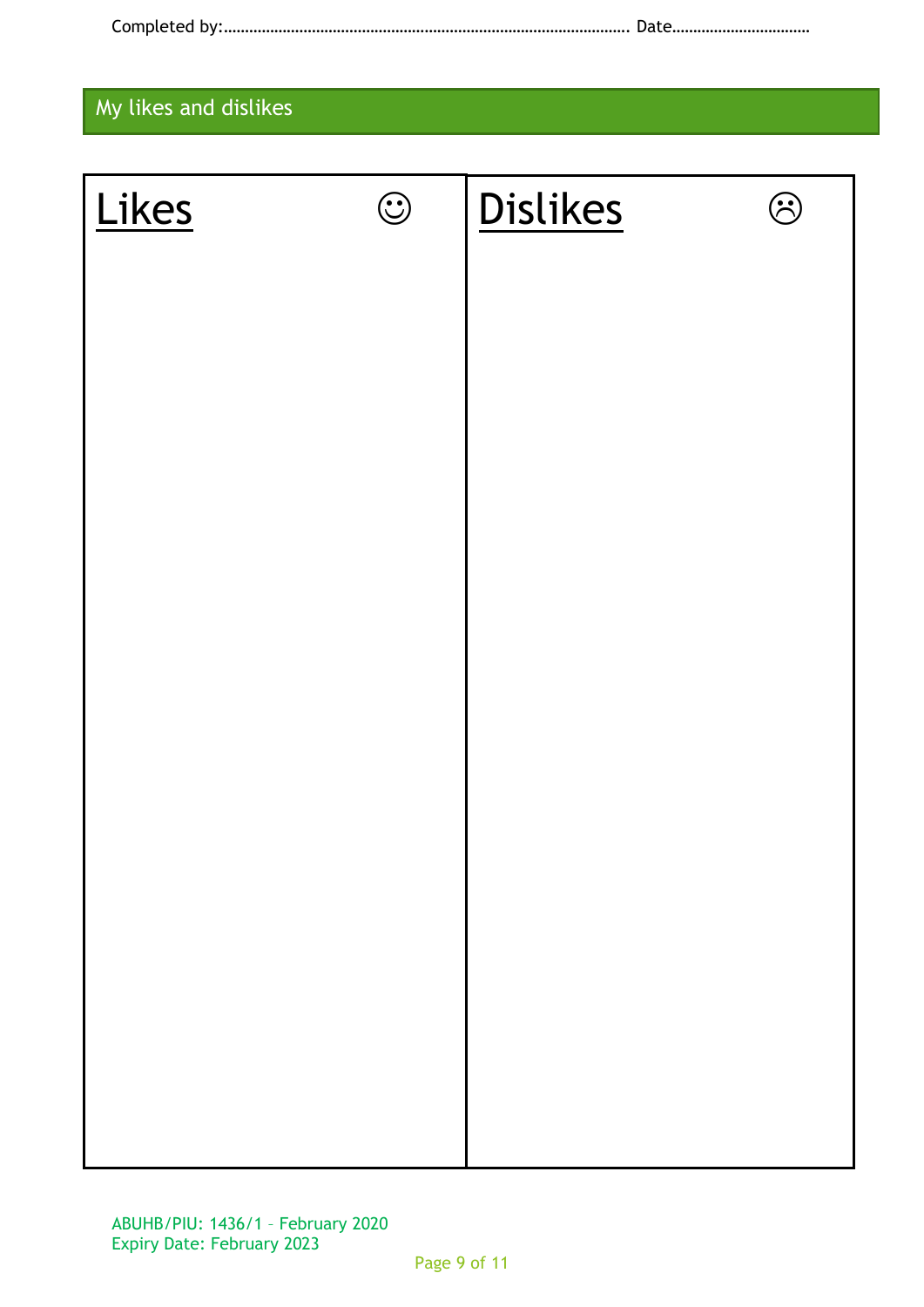Completed by:………………………………………………………………………………………. Date……………………………

## My likes and dislikes

| Likes ☺ | Dislikes ☹ |
|---|---|
| | |

ABUHB/PIU: 1436/1 – February 2020
Expiry Date: February 2023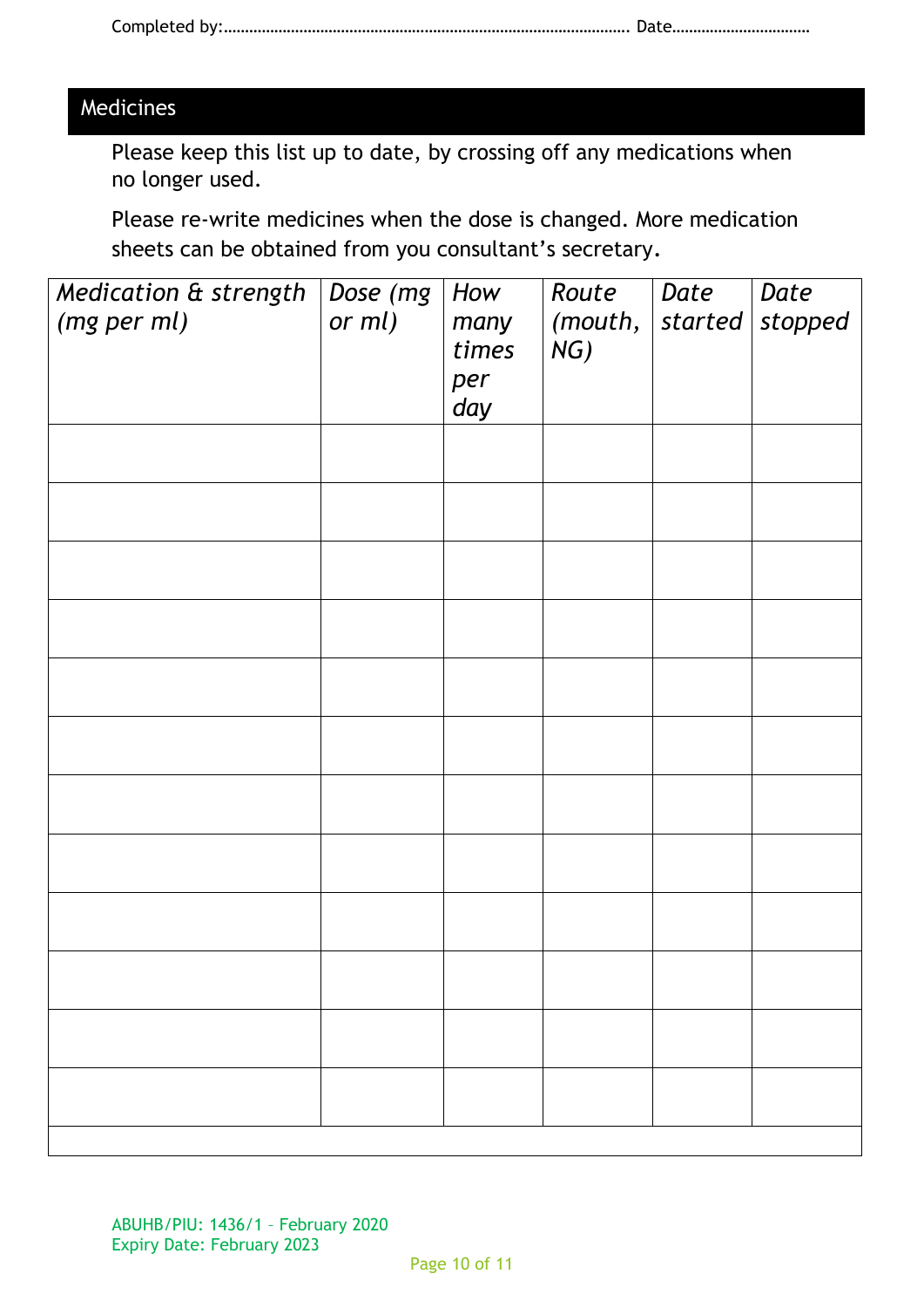Completed by:……………………………………………………………………………………. Date……………………………

## Medicines

Please keep this list up to date, by crossing off any medications when no longer used.

Please re-write medicines when the dose is changed. More medication sheets can be obtained from you consultant's secretary.

| *Medication & strength (mg per ml)* | *Dose (mg or ml)* | *How many times per day* | *Route (mouth, NG)* | *Date started* | *Date stopped* |
|---|---|---|---|---|---|
| | | | | | |
| | | | | | |
| | | | | | |
| | | | | | |
| | | | | | |
| | | | | | |
| | | | | | |
| | | | | | |
| | | | | | |
| | | | | | |
| | | | | | |
| | | | | | |

ABUHB/PIU: 1436/1 – February 2020
Expiry Date: February 2023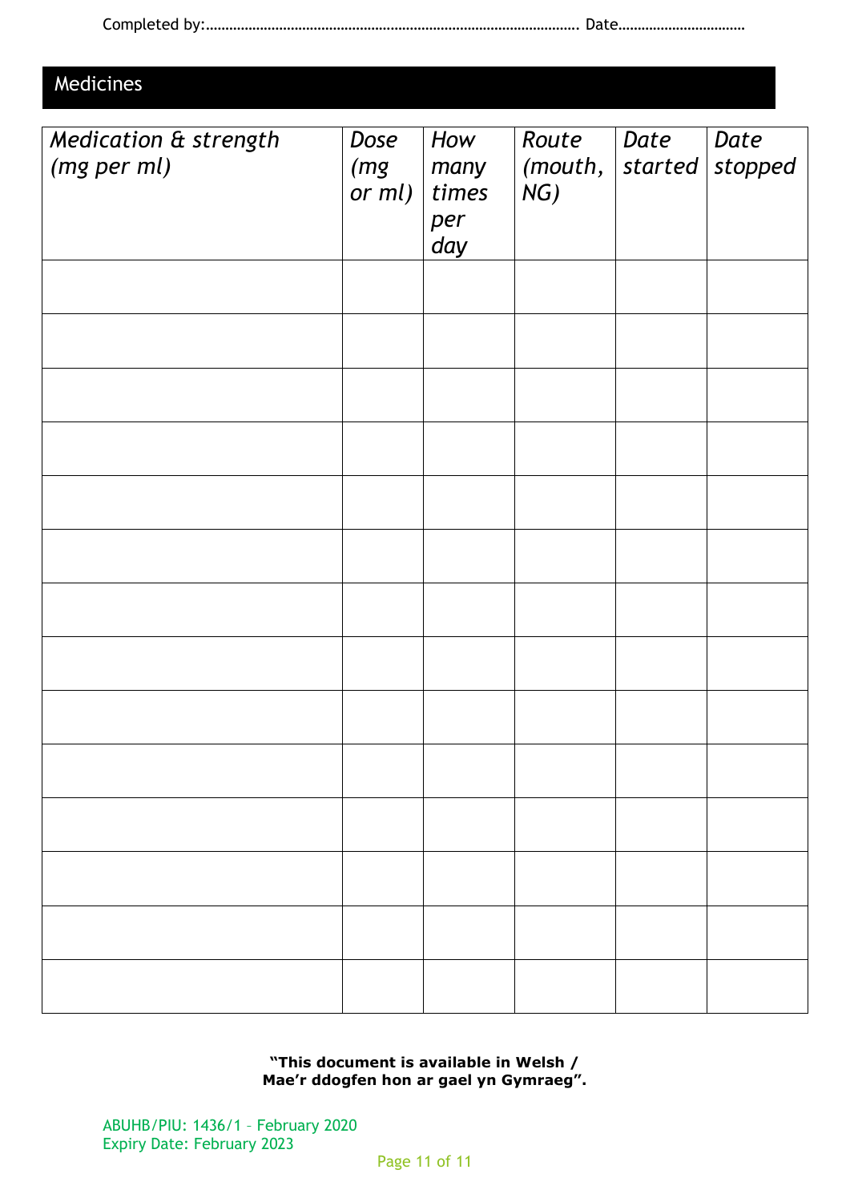Completed by:……………………………………………………………………………………. Date……………………………

# Medicines

| *Medication & strength (mg per ml)* | *Dose (mg or ml)* | *How many times per day* | *Route (mouth, NG)* | *Date started* | *Date stopped* |
|---|---|---|---|---|---|
| | | | | | |
| | | | | | |
| | | | | | |
| | | | | | |
| | | | | | |
| | | | | | |
| | | | | | |
| | | | | | |
| | | | | | |
| | | | | | |
| | | | | | |
| | | | | | |
| | | | | | |
| | | | | | |

**"This document is available in Welsh / Mae'r ddogfen hon ar gael yn Gymraeg".**

ABUHB/PIU: 1436/1 – February 2020
Expiry Date: February 2023